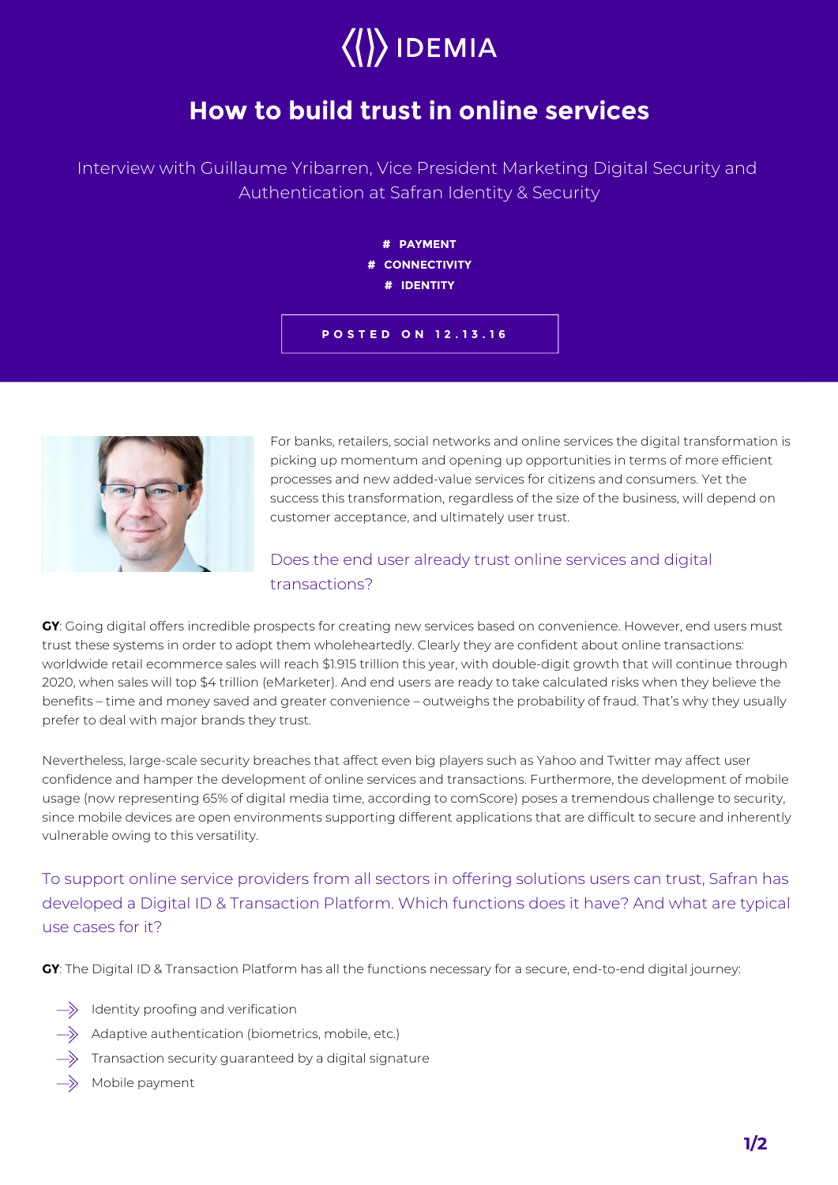IDEMIA

# How to build trust in online services

Interview with Guillaume Yribarren, Vice President Marketing Digital Security and Authentication at Safran Identity & Security

# PAYMENT
# CONNECTIVITY
# IDENTITY

POSTED ON 12.13.16

For banks, retailers, social networks and online services the digital transformation is picking up momentum and opening up opportunities in terms of more efficient processes and new added-value services for citizens and consumers. Yet the success this transformation, regardless of the size of the business, will depend on customer acceptance, and ultimately user trust.

## Does the end user already trust online services and digital transactions?

**GY**: Going digital offers incredible prospects for creating new services based on convenience. However, end users must trust these systems in order to adopt them wholeheartedly. Clearly they are confident about online transactions: worldwide retail ecommerce sales will reach $1.915 trillion this year, with double-digit growth that will continue through 2020, when sales will top $4 trillion (eMarketer). And end users are ready to take calculated risks when they believe the benefits – time and money saved and greater convenience – outweighs the probability of fraud. That's why they usually prefer to deal with major brands they trust.

Nevertheless, large-scale security breaches that affect even big players such as Yahoo and Twitter may affect user confidence and hamper the development of online services and transactions. Furthermore, the development of mobile usage (now representing 65% of digital media time, according to comScore) poses a tremendous challenge to security, since mobile devices are open environments supporting different applications that are difficult to secure and inherently vulnerable owing to this versatility.

## To support online service providers from all sectors in offering solutions users can trust, Safran has developed a Digital ID & Transaction Platform. Which functions does it have? And what are typical use cases for it?

**GY**: The Digital ID & Transaction Platform has all the functions necessary for a secure, end-to-end digital journey:

- Identity proofing and verification
- Adaptive authentication (biometrics, mobile, etc.)
- Transaction security guaranteed by a digital signature
- Mobile payment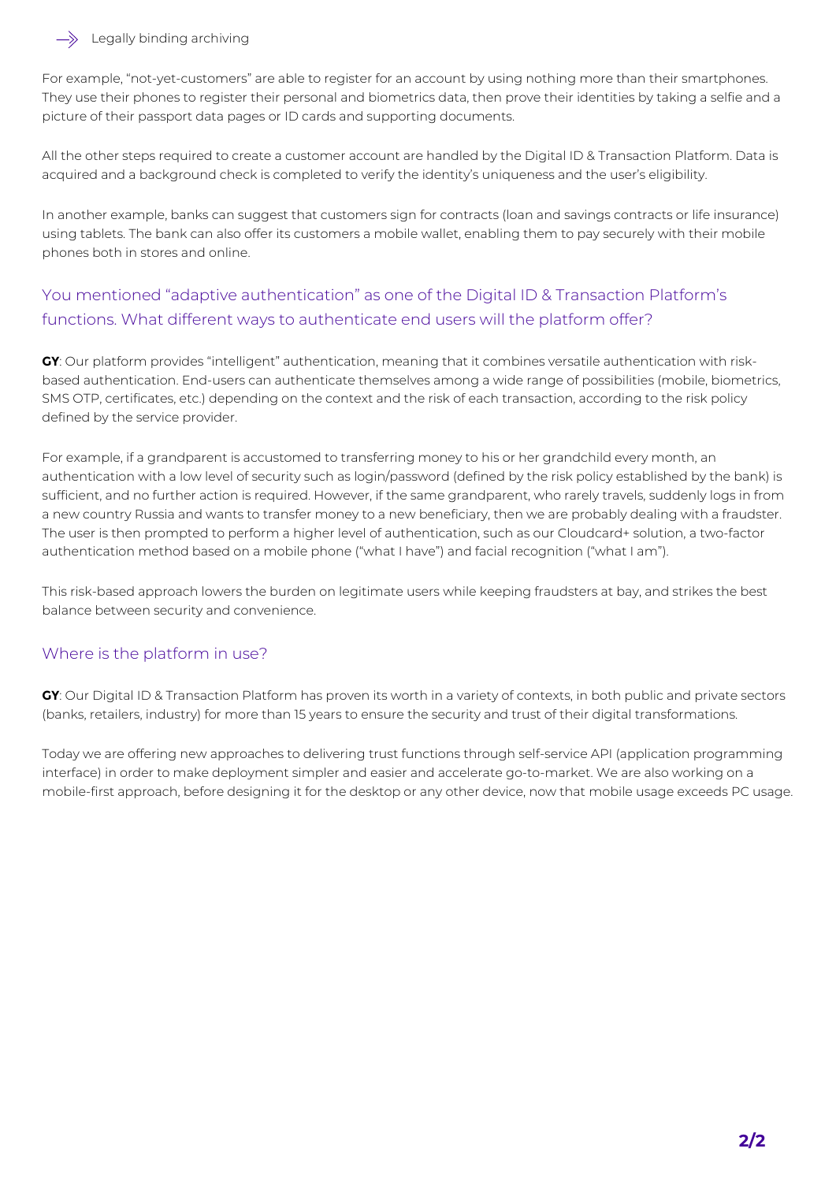→ Legally binding archiving

For example, "not-yet-customers" are able to register for an account by using nothing more than their smartphones. They use their phones to register their personal and biometrics data, then prove their identities by taking a selfie and a picture of their passport data pages or ID cards and supporting documents.

All the other steps required to create a customer account are handled by the Digital ID & Transaction Platform. Data is acquired and a background check is completed to verify the identity's uniqueness and the user's eligibility.

In another example, banks can suggest that customers sign for contracts (loan and savings contracts or life insurance) using tablets. The bank can also offer its customers a mobile wallet, enabling them to pay securely with their mobile phones both in stores and online.

## You mentioned "adaptive authentication" as one of the Digital ID & Transaction Platform's functions. What different ways to authenticate end users will the platform offer?

**GY**: Our platform provides "intelligent" authentication, meaning that it combines versatile authentication with risk-based authentication. End-users can authenticate themselves among a wide range of possibilities (mobile, biometrics, SMS OTP, certificates, etc.) depending on the context and the risk of each transaction, according to the risk policy defined by the service provider.

For example, if a grandparent is accustomed to transferring money to his or her grandchild every month, an authentication with a low level of security such as login/password (defined by the risk policy established by the bank) is sufficient, and no further action is required. However, if the same grandparent, who rarely travels, suddenly logs in from a new country Russia and wants to transfer money to a new beneficiary, then we are probably dealing with a fraudster. The user is then prompted to perform a higher level of authentication, such as our Cloudcard+ solution, a two-factor authentication method based on a mobile phone ("what I have") and facial recognition ("what I am").

This risk-based approach lowers the burden on legitimate users while keeping fraudsters at bay, and strikes the best balance between security and convenience.

## Where is the platform in use?

**GY**: Our Digital ID & Transaction Platform has proven its worth in a variety of contexts, in both public and private sectors (banks, retailers, industry) for more than 15 years to ensure the security and trust of their digital transformations.

Today we are offering new approaches to delivering trust functions through self-service API (application programming interface) in order to make deployment simpler and easier and accelerate go-to-market. We are also working on a mobile-first approach, before designing it for the desktop or any other device, now that mobile usage exceeds PC usage.